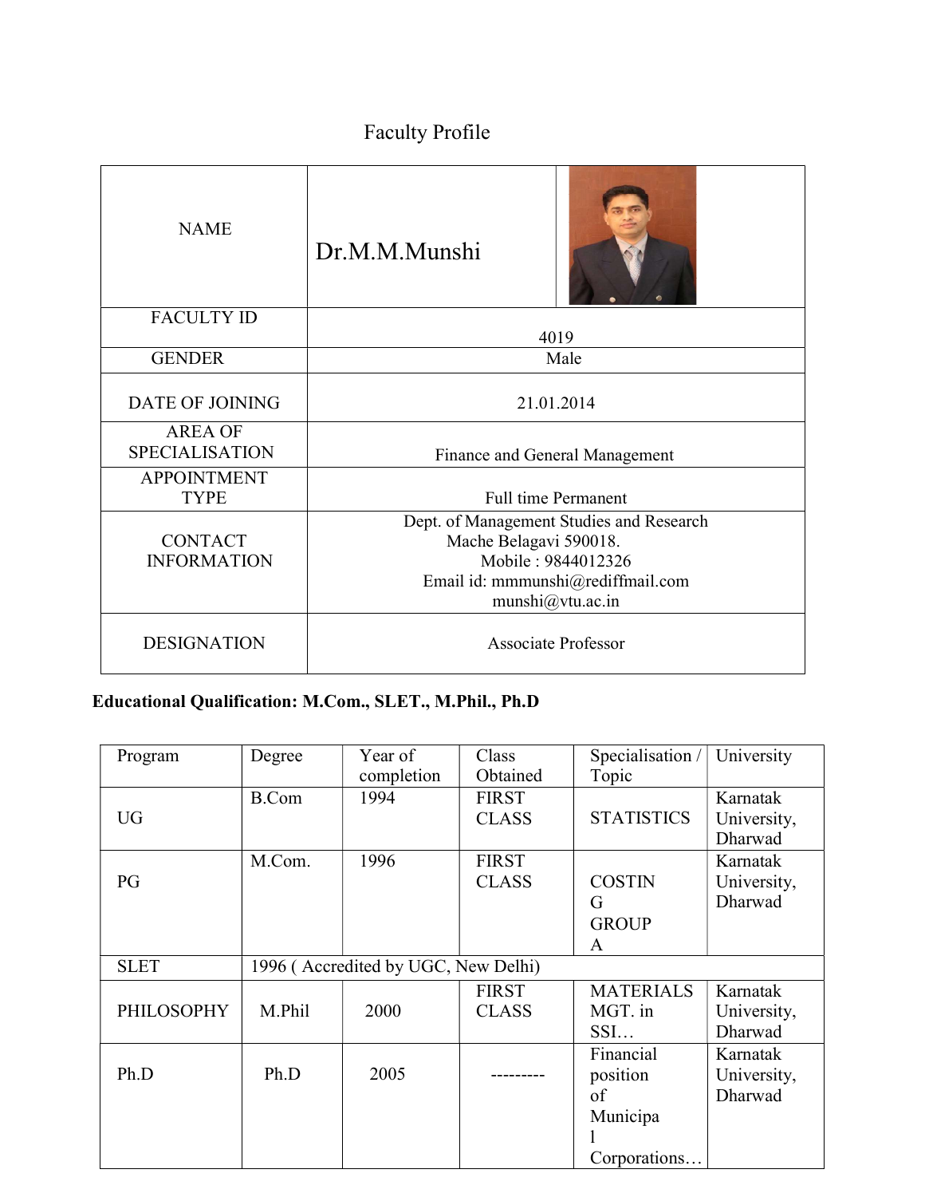# Faculty Profile

| NAME | Dr.M.M.Munshi |
|---|---|
| FACULTY ID | 4019 |
| GENDER | Male |
| DATE OF JOINING | 21.01.2014 |
| AREA OF SPECIALISATION | Finance and General Management |
| APPOINTMENT TYPE | Full time Permanent |
| CONTACT INFORMATION | Dept. of Management Studies and Research Mache Belagavi 590018. Mobile : 9844012326 Email id: mmmunshi@rediffmail.com munshi@vtu.ac.in |
| DESIGNATION | Associate Professor |

**Educational Qualification: M.Com., SLET., M.Phil., Ph.D**

| Program | Degree | Year of completion | Class Obtained | Specialisation / Topic | University |
|---|---|---|---|---|---|
| UG | B.Com | 1994 | FIRST CLASS | STATISTICS | Karnatak University, Dharwad |
| PG | M.Com. | 1996 | FIRST CLASS | COSTING GROUP A | Karnatak University, Dharwad |
| SLET | 1996 ( Accredited by UGC, New Delhi) | | | | |
| PHILOSOPHY | M.Phil | 2000 | FIRST CLASS | MATERIALS MGT. in SSI… | Karnatak University, Dharwad |
| Ph.D | Ph.D | 2005 | --------- | Financial position of Municipal Corporations… | Karnatak University, Dharwad |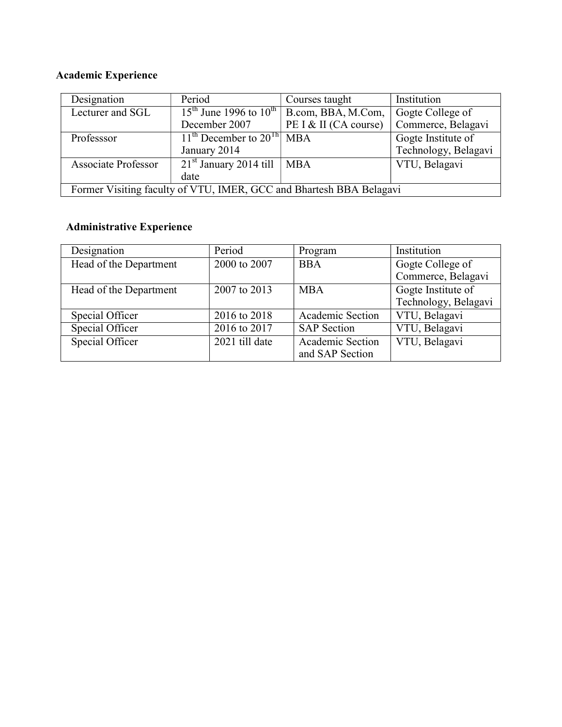**Academic Experience**

| Designation | Period | Courses taught | Institution |
| --- | --- | --- | --- |
| Lecturer and SGL | 15th June 1996 to 10th December 2007 | B.com, BBA, M.Com, PE I & II (CA course) | Gogte College of Commerce, Belagavi |
| Professsor | 11th December to 20Th January 2014 | MBA | Gogte Institute of Technology, Belagavi |
| Associate Professor | 21st January 2014 till date | MBA | VTU, Belagavi |
| Former Visiting faculty of VTU, IMER, GCC and Bhartesh BBA Belagavi | | | |

**Administrative Experience**

| Designation | Period | Program | Institution |
| --- | --- | --- | --- |
| Head of the Department | 2000 to 2007 | BBA | Gogte College of Commerce, Belagavi |
| Head of the Department | 2007 to 2013 | MBA | Gogte Institute of Technology, Belagavi |
| Special Officer | 2016 to 2018 | Academic Section | VTU, Belagavi |
| Special Officer | 2016 to 2017 | SAP Section | VTU, Belagavi |
| Special Officer | 2021 till date | Academic Section and SAP Section | VTU, Belagavi |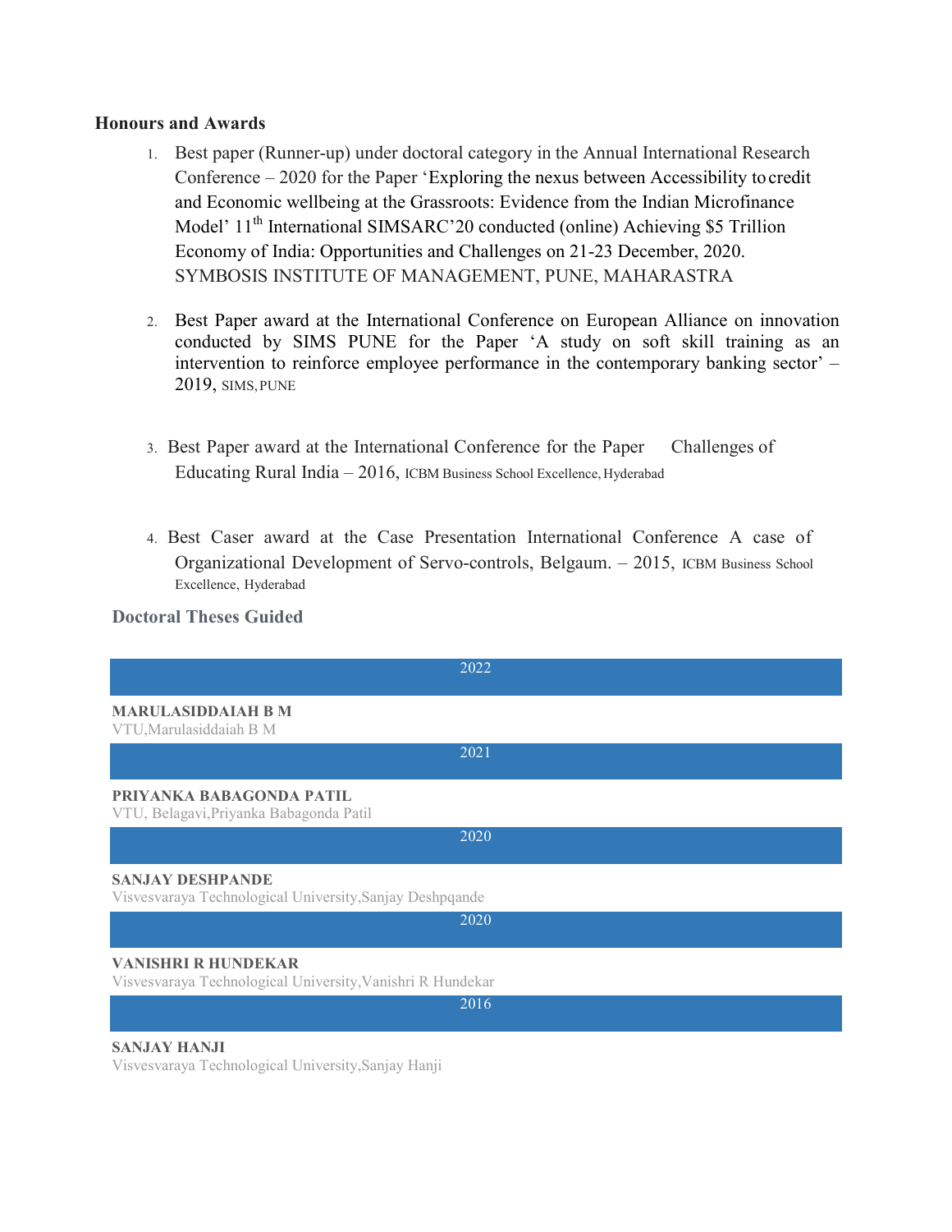**Honours and Awards**

1. Best paper (Runner-up) under doctoral category in the Annual International Research Conference – 2020 for the Paper 'Exploring the nexus between Accessibility to credit and Economic wellbeing at the Grassroots: Evidence from the Indian Microfinance Model' 11th International SIMSARC'20 conducted (online) Achieving $5 Trillion Economy of India: Opportunities and Challenges on 21-23 December, 2020. SYMBOSIS INSTITUTE OF MANAGEMENT, PUNE, MAHARASTRA

2. Best Paper award at the International Conference on European Alliance on innovation conducted by SIMS PUNE for the Paper 'A study on soft skill training as an intervention to reinforce employee performance in the contemporary banking sector' – 2019, SIMS, PUNE

3. Best Paper award at the International Conference for the Paper Challenges of Educating Rural India – 2016, ICBM Business School Excellence, Hyderabad

4. Best Caser award at the Case Presentation International Conference A case of Organizational Development of Servo-controls, Belgaum. – 2015, ICBM Business School Excellence, Hyderabad

**Doctoral Theses Guided**

**2022**

**MARULASIDDAIAH B M**
VTU,Marulasiddaiah B M

**2021**

**PRIYANKA BABAGONDA PATIL**
VTU, Belagavi,Priyanka Babagonda Patil

**2020**

**SANJAY DESHPANDE**
Visvesvaraya Technological University,Sanjay Deshpqande

**2020**

**VANISHRI R HUNDEKAR**
Visvesvaraya Technological University,Vanishri R Hundekar

**2016**

**SANJAY HANJI**
Visvesvaraya Technological University,Sanjay Hanji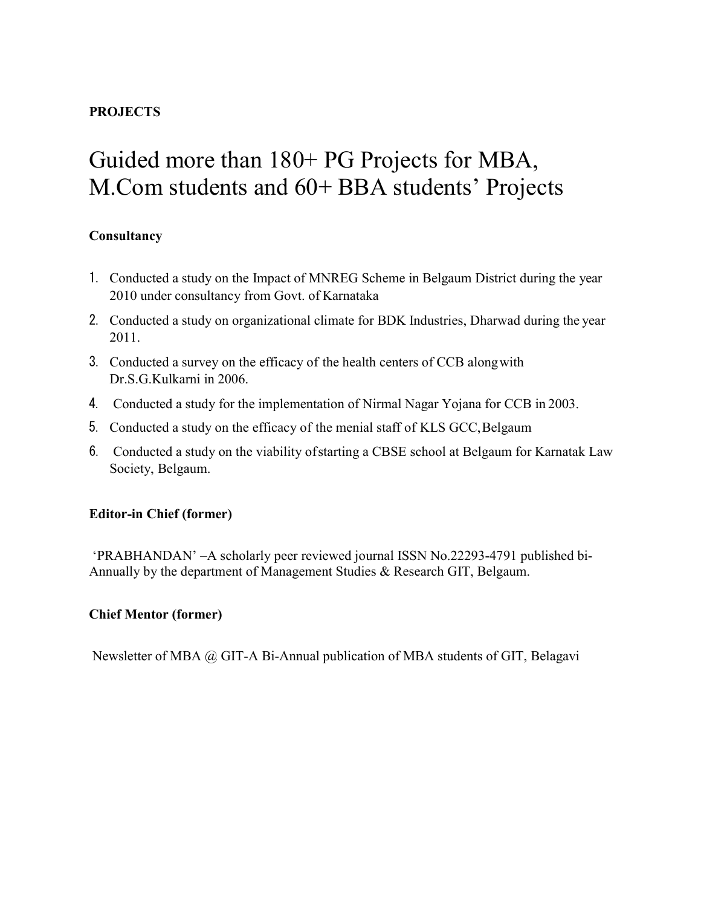**PROJECTS**

# Guided more than 180+ PG Projects for MBA, M.Com students and 60+ BBA students' Projects

**Consultancy**

1. Conducted a study on the Impact of MNREG Scheme in Belgaum District during the year 2010 under consultancy from Govt. of Karnataka
2. Conducted a study on organizational climate for BDK Industries, Dharwad during the year 2011.
3. Conducted a survey on the efficacy of the health centers of CCB along with Dr.S.G.Kulkarni in 2006.
4. Conducted a study for the implementation of Nirmal Nagar Yojana for CCB in 2003.
5. Conducted a study on the efficacy of the menial staff of KLS GCC, Belgaum
6. Conducted a study on the viability of starting a CBSE school at Belgaum for Karnatak Law Society, Belgaum.

**Editor-in Chief (former)**

'PRABHANDAN' –A scholarly peer reviewed journal ISSN No.22293-4791 published bi-Annually by the department of Management Studies & Research GIT, Belgaum.

**Chief Mentor (former)**

Newsletter of MBA @ GIT-A Bi-Annual publication of MBA students of GIT, Belagavi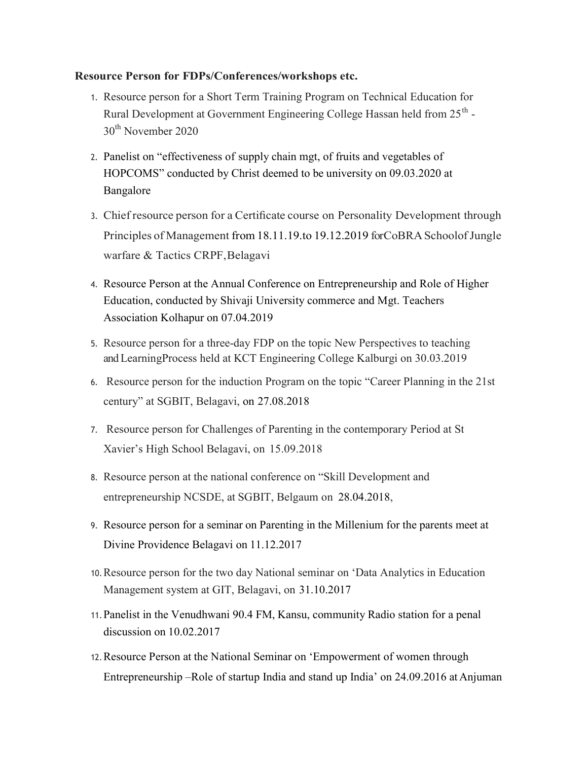**Resource Person for FDPs/Conferences/workshops etc.**

1. Resource person for a Short Term Training Program on Technical Education for Rural Development at Government Engineering College Hassan held from 25th - 30th November 2020
2. Panelist on "effectiveness of supply chain mgt, of fruits and vegetables of HOPCOMS" conducted by Christ deemed to be university on 09.03.2020 at Bangalore
3. Chief resource person for a Certificate course on Personality Development through Principles of Management from 18.11.19.to 19.12.2019 forCoBRA Schoolof Jungle warfare & Tactics CRPF,Belagavi
4. Resource Person at the Annual Conference on Entrepreneurship and Role of Higher Education, conducted by Shivaji University commerce and Mgt. Teachers Association Kolhapur on 07.04.2019
5. Resource person for a three-day FDP on the topic New Perspectives to teaching and LearningProcess held at KCT Engineering College Kalburgi on 30.03.2019
6. Resource person for the induction Program on the topic "Career Planning in the 21st century" at SGBIT, Belagavi, on 27.08.2018
7. Resource person for Challenges of Parenting in the contemporary Period at St Xavier's High School Belagavi, on 15.09.2018
8. Resource person at the national conference on "Skill Development and entrepreneurship NCSDE, at SGBIT, Belgaum on 28.04.2018,
9. Resource person for a seminar on Parenting in the Millenium for the parents meet at Divine Providence Belagavi on 11.12.2017
10. Resource person for the two day National seminar on 'Data Analytics in Education Management system at GIT, Belagavi, on 31.10.2017
11. Panelist in the Venudhwani 90.4 FM, Kansu, community Radio station for a penal discussion on 10.02.2017
12. Resource Person at the National Seminar on 'Empowerment of women through Entrepreneurship –Role of startup India and stand up India' on 24.09.2016 at Anjuman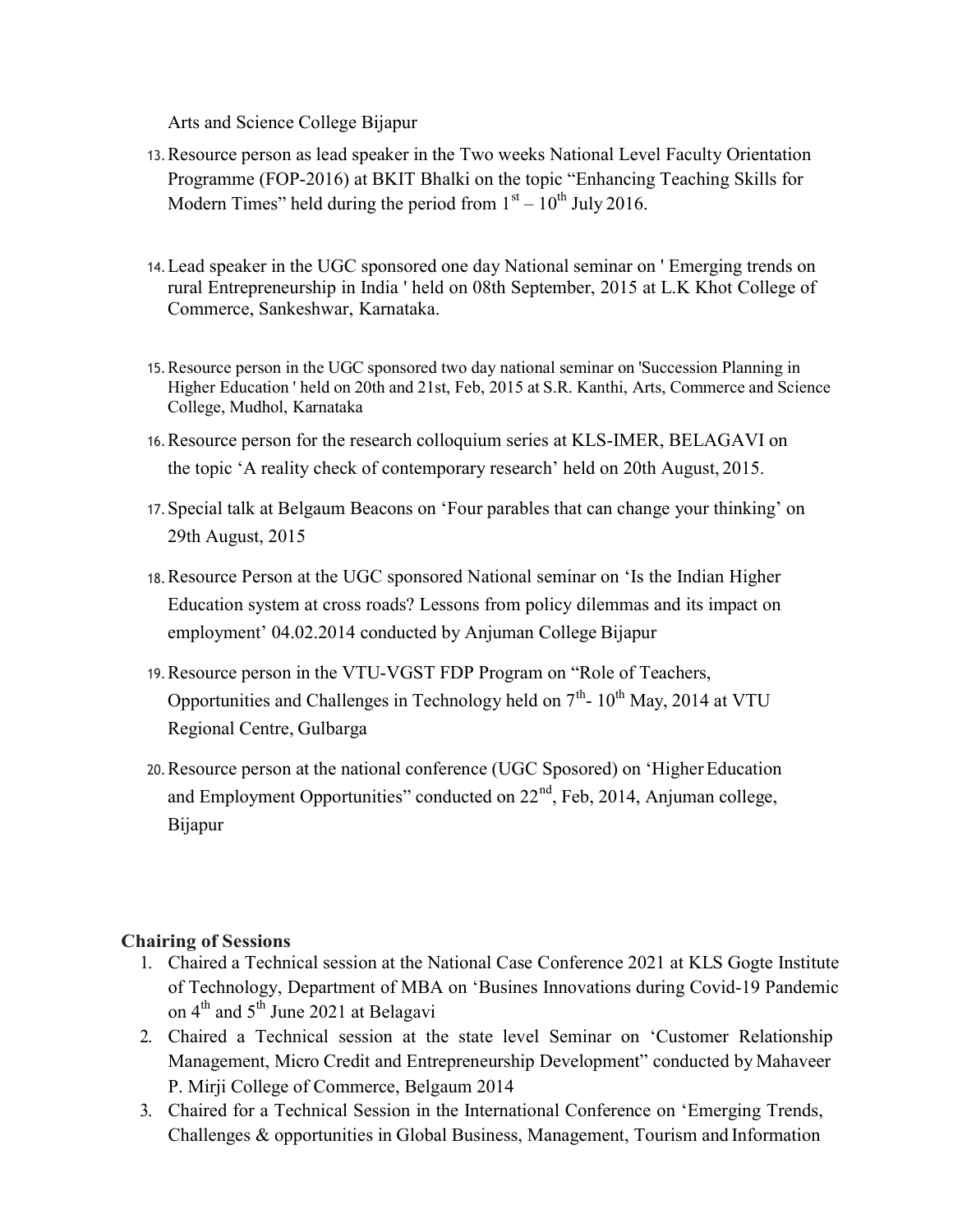Arts and Science College Bijapur

13. Resource person as lead speaker in the Two weeks National Level Faculty Orientation Programme (FOP-2016) at BKIT Bhalki on the topic "Enhancing Teaching Skills for Modern Times" held during the period from 1st – 10th July 2016.

14. Lead speaker in the UGC sponsored one day National seminar on ' Emerging trends on rural Entrepreneurship in India ' held on 08th September, 2015 at L.K Khot College of Commerce, Sankeshwar, Karnataka.

15. Resource person in the UGC sponsored two day national seminar on 'Succession Planning in Higher Education ' held on 20th and 21st, Feb, 2015 at S.R. Kanthi, Arts, Commerce and Science College, Mudhol, Karnataka

16. Resource person for the research colloquium series at KLS-IMER, BELAGAVI on the topic 'A reality check of contemporary research' held on 20th August, 2015.

17. Special talk at Belgaum Beacons on 'Four parables that can change your thinking' on 29th August, 2015

18. Resource Person at the UGC sponsored National seminar on 'Is the Indian Higher Education system at cross roads? Lessons from policy dilemmas and its impact on employment' 04.02.2014 conducted by Anjuman College Bijapur

19. Resource person in the VTU-VGST FDP Program on "Role of Teachers, Opportunities and Challenges in Technology held on 7th- 10th May, 2014 at VTU Regional Centre, Gulbarga

20. Resource person at the national conference (UGC Sposored) on 'Higher Education and Employment Opportunities" conducted on 22nd, Feb, 2014, Anjuman college, Bijapur

**Chairing of Sessions**

1. Chaired a Technical session at the National Case Conference 2021 at KLS Gogte Institute of Technology, Department of MBA on 'Busines Innovations during Covid-19 Pandemic on 4th and 5th June 2021 at Belagavi
2. Chaired a Technical session at the state level Seminar on 'Customer Relationship Management, Micro Credit and Entrepreneurship Development" conducted by Mahaveer P. Mirji College of Commerce, Belgaum 2014
3. Chaired for a Technical Session in the International Conference on 'Emerging Trends, Challenges & opportunities in Global Business, Management, Tourism and Information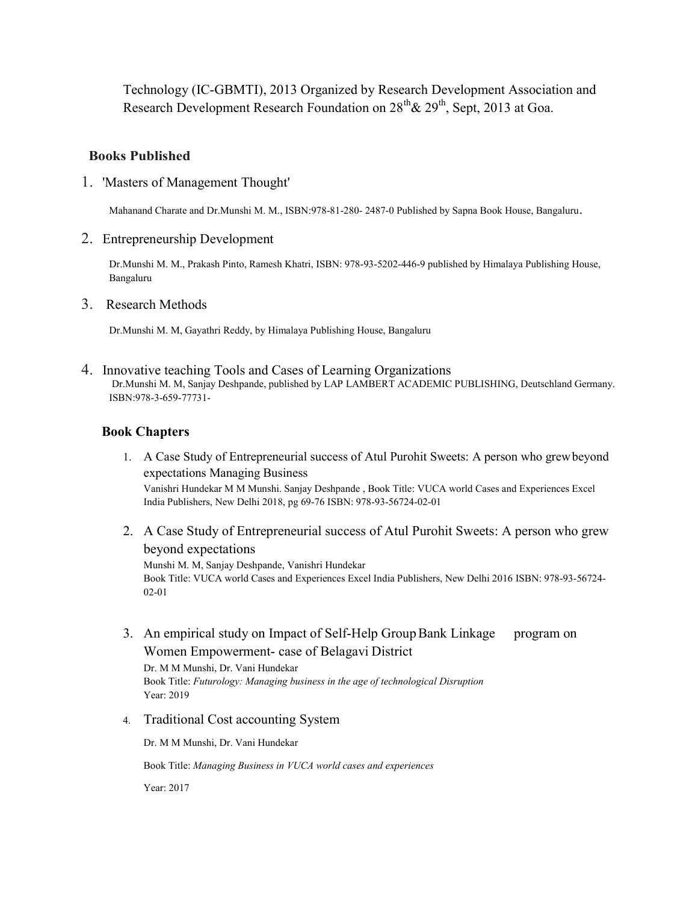Technology (IC-GBMTI), 2013 Organized by Research Development Association and Research Development Research Foundation on 28th & 29th, Sept, 2013 at Goa.

## Books Published

1. 'Masters of Management Thought'

   Mahanand Charate and Dr.Munshi M. M., ISBN:978-81-280- 2487-0 Published by Sapna Book House, Bangaluru.

2. Entrepreneurship Development

   Dr.Munshi M. M., Prakash Pinto, Ramesh Khatri, ISBN: 978-93-5202-446-9 published by Himalaya Publishing House, Bangaluru

3. Research Methods

   Dr.Munshi M. M, Gayathri Reddy, by Himalaya Publishing House, Bangaluru

4. Innovative teaching Tools and Cases of Learning Organizations

   Dr.Munshi M. M, Sanjay Deshpande, published by LAP LAMBERT ACADEMIC PUBLISHING, Deutschland Germany. ISBN:978-3-659-77731-

## Book Chapters

1. A Case Study of Entrepreneurial success of Atul Purohit Sweets: A person who grew beyond expectations Managing Business

   Vanishri Hundekar M M Munshi. Sanjay Deshpande , Book Title: VUCA world Cases and Experiences Excel India Publishers, New Delhi 2018, pg 69-76 ISBN: 978-93-56724-02-01

2. A Case Study of Entrepreneurial success of Atul Purohit Sweets: A person who grew beyond expectations

   Munshi M. M, Sanjay Deshpande, Vanishri Hundekar
   Book Title: VUCA world Cases and Experiences Excel India Publishers, New Delhi 2016 ISBN: 978-93-56724-02-01

3. An empirical study on Impact of Self-Help Group Bank Linkage program on Women Empowerment- case of Belagavi District

   Dr. M M Munshi, Dr. Vani Hundekar
   Book Title: *Futurology: Managing business in the age of technological Disruption*
   Year: 2019

4. Traditional Cost accounting System

   Dr. M M Munshi, Dr. Vani Hundekar

   Book Title: *Managing Business in VUCA world cases and experiences*

   Year: 2017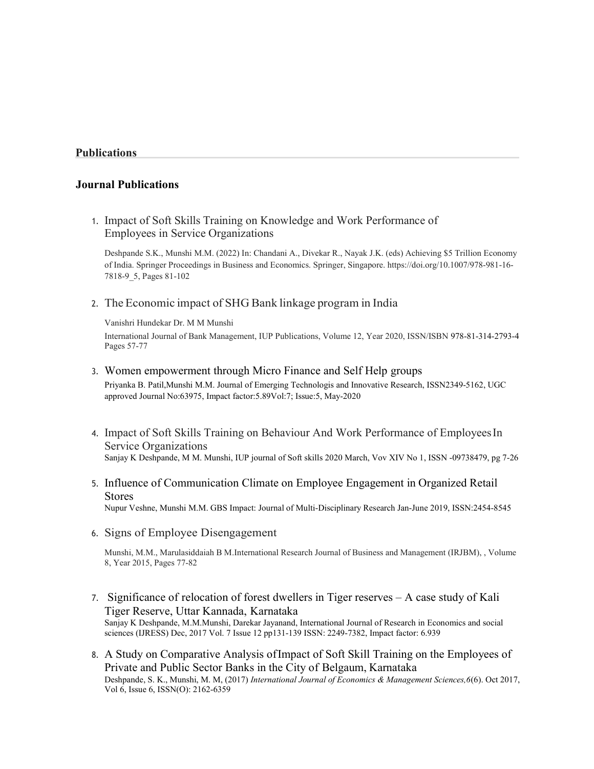## Publications

### Journal Publications

1. Impact of Soft Skills Training on Knowledge and Work Performance of Employees in Service Organizations

   Deshpande S.K., Munshi M.M. (2022) In: Chandani A., Divekar R., Nayak J.K. (eds) Achieving $5 Trillion Economy of India. Springer Proceedings in Business and Economics. Springer, Singapore. https://doi.org/10.1007/978-981-16-7818-9_5, Pages 81-102

2. The Economic impact of SHG Bank linkage program in India

   Vanishri Hundekar Dr. M M Munshi

   International Journal of Bank Management, IUP Publications, Volume 12, Year 2020, ISSN/ISBN 978-81-314-2793-4 Pages 57-77

3. Women empowerment through Micro Finance and Self Help groups

   Priyanka B. Patil,Munshi M.M. Journal of Emerging Technologis and Innovative Research, ISSN2349-5162, UGC approved Journal No:63975, Impact factor:5.89Vol:7; Issue:5, May-2020

4. Impact of Soft Skills Training on Behaviour And Work Performance of Employees In Service Organizations

   Sanjay K Deshpande, M M. Munshi, IUP journal of Soft skills 2020 March, Vov XIV No 1, ISSN -09738479, pg 7-26

5. Influence of Communication Climate on Employee Engagement in Organized Retail Stores

   Nupur Veshne, Munshi M.M. GBS Impact: Journal of Multi-Disciplinary Research Jan-June 2019, ISSN:2454-8545

6. Signs of Employee Disengagement

   Munshi, M.M., Marulasiddaiah B M.International Research Journal of Business and Management (IRJBM), , Volume 8, Year 2015, Pages 77-82

7. Significance of relocation of forest dwellers in Tiger reserves – A case study of Kali Tiger Reserve, Uttar Kannada, Karnataka

   Sanjay K Deshpande, M.M.Munshi, Darekar Jayanand, International Journal of Research in Economics and social sciences (IJRESS) Dec, 2017 Vol. 7 Issue 12 pp131-139 ISSN: 2249-7382, Impact factor: 6.939

8. A Study on Comparative Analysis ofImpact of Soft Skill Training on the Employees of Private and Public Sector Banks in the City of Belgaum, Karnataka

   Deshpande, S. K., Munshi, M. M, (2017) *International Journal of Economics & Management Sciences,6*(6). Oct 2017, Vol 6, Issue 6, ISSN(O): 2162-6359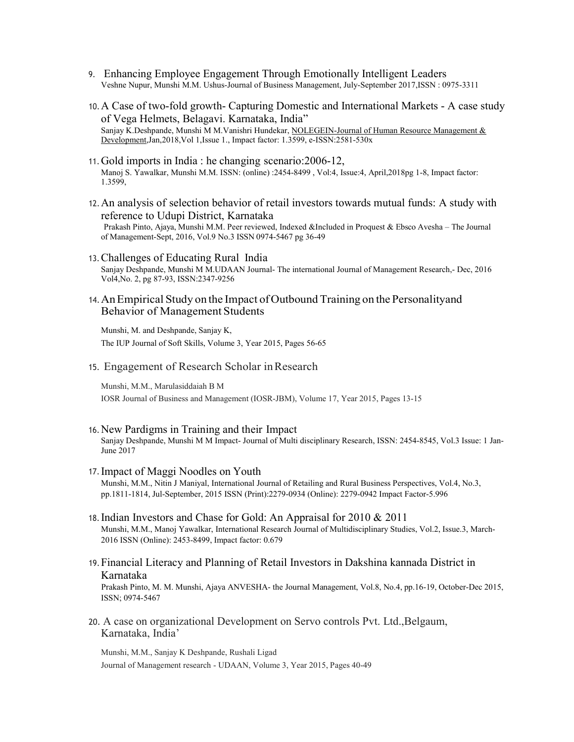9. Enhancing Employee Engagement Through Emotionally Intelligent Leaders
   Veshne Nupur, Munshi M.M. Ushus-Journal of Business Management, July-September 2017,ISSN : 0975-3311

10. A Case of two-fold growth- Capturing Domestic and International Markets - A case study of Vega Helmets, Belagavi. Karnataka, India"
    Sanjay K.Deshpande, Munshi M M.Vanishri Hundekar, NOLEGEIN-Journal of Human Resource Management & Development,Jan,2018,Vol 1,Issue 1., Impact factor: 1.3599, e-ISSN:2581-530x

11. Gold imports in India : he changing scenario:2006-12,
    Manoj S. Yawalkar, Munshi M.M. ISSN: (online) :2454-8499 , Vol:4, Issue:4, April,2018pg 1-8, Impact factor: 1.3599,

12. An analysis of selection behavior of retail investors towards mutual funds: A study with reference to Udupi District, Karnataka
    Prakash Pinto, Ajaya, Munshi M.M. Peer reviewed, Indexed &Included in Proquest & Ebsco Avesha – The Journal of Management-Sept, 2016, Vol.9 No.3 ISSN 0974-5467 pg 36-49

13. Challenges of Educating Rural India
    Sanjay Deshpande, Munshi M M.UDAAN Journal- The international Journal of Management Research,- Dec, 2016 Vol4,No. 2, pg 87-93, ISSN:2347-9256

14. An Empirical Study on the Impact of Outbound Training on the Personalityand Behavior of Management Students

    Munshi, M. and Deshpande, Sanjay K,

    The IUP Journal of Soft Skills, Volume 3, Year 2015, Pages 56-65

15. Engagement of Research Scholar in Research

    Munshi, M.M., Marulasiddaiah B M

    IOSR Journal of Business and Management (IOSR-JBM), Volume 17, Year 2015, Pages 13-15

16. New Pardigms in Training and their Impact
    Sanjay Deshpande, Munshi M M Impact- Journal of Multi disciplinary Research, ISSN: 2454-8545, Vol.3 Issue: 1 Jan-June 2017

17. Impact of Maggi Noodles on Youth
    Munshi, M.M., Nitin J Maniyal, International Journal of Retailing and Rural Business Perspectives, Vol.4, No.3, pp.1811-1814, Jul-September, 2015 ISSN (Print):2279-0934 (Online): 2279-0942 Impact Factor-5.996

18. Indian Investors and Chase for Gold: An Appraisal for 2010 & 2011
    Munshi, M.M., Manoj Yawalkar, International Research Journal of Multidisciplinary Studies, Vol.2, Issue.3, March-2016 ISSN (Online): 2453-8499, Impact factor: 0.679

19. Financial Literacy and Planning of Retail Investors in Dakshina kannada District in Karnataka
    Prakash Pinto, M. M. Munshi, Ajaya ANVESHA- the Journal Management, Vol.8, No.4, pp.16-19, October-Dec 2015, ISSN; 0974-5467

20. A case on organizational Development on Servo controls Pvt. Ltd.,Belgaum, Karnataka, India'

    Munshi, M.M., Sanjay K Deshpande, Rushali Ligad

    Journal of Management research - UDAAN, Volume 3, Year 2015, Pages 40-49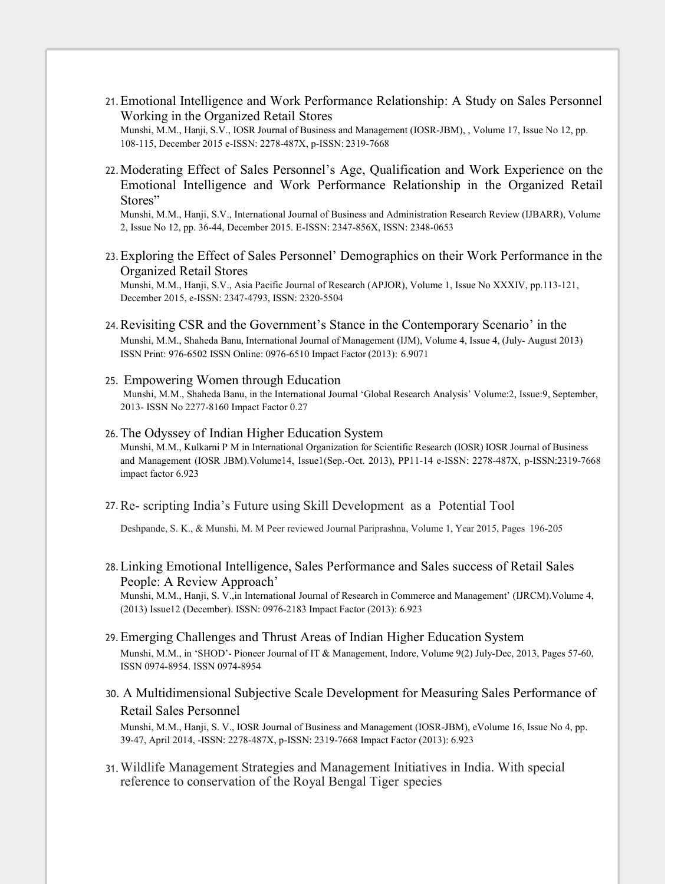21. Emotional Intelligence and Work Performance Relationship: A Study on Sales Personnel Working in the Organized Retail Stores
    Munshi, M.M., Hanji, S.V., IOSR Journal of Business and Management (IOSR-JBM), , Volume 17, Issue No 12, pp. 108-115, December 2015 e-ISSN: 2278-487X, p-ISSN: 2319-7668

22. Moderating Effect of Sales Personnel's Age, Qualification and Work Experience on the Emotional Intelligence and Work Performance Relationship in the Organized Retail Stores"
    Munshi, M.M., Hanji, S.V., International Journal of Business and Administration Research Review (IJBARR), Volume 2, Issue No 12, pp. 36-44, December 2015. E-ISSN: 2347-856X, ISSN: 2348-0653

23. Exploring the Effect of Sales Personnel' Demographics on their Work Performance in the Organized Retail Stores
    Munshi, M.M., Hanji, S.V., Asia Pacific Journal of Research (APJOR), Volume 1, Issue No XXXIV, pp.113-121, December 2015, e-ISSN: 2347-4793, ISSN: 2320-5504

24. Revisiting CSR and the Government's Stance in the Contemporary Scenario' in the
    Munshi, M.M., Shaheda Banu, International Journal of Management (IJM), Volume 4, Issue 4, (July- August 2013) ISSN Print: 976-6502 ISSN Online: 0976-6510 Impact Factor (2013): 6.9071

25. Empowering Women through Education
    Munshi, M.M., Shaheda Banu, in the International Journal 'Global Research Analysis' Volume:2, Issue:9, September, 2013- ISSN No 2277-8160 Impact Factor 0.27

26. The Odyssey of Indian Higher Education System
    Munshi, M.M., Kulkarni P M in International Organization for Scientific Research (IOSR) IOSR Journal of Business and Management (IOSR JBM).Volume14, Issue1(Sep.-Oct. 2013), PP11-14 e-ISSN: 2278-487X, p-ISSN:2319-7668 impact factor 6.923

27. Re- scripting India's Future using Skill Development as a Potential Tool
    Deshpande, S. K., & Munshi, M. M Peer reviewed Journal Pariprashna, Volume 1, Year 2015, Pages 196-205

28. Linking Emotional Intelligence, Sales Performance and Sales success of Retail Sales People: A Review Approach'
    Munshi, M.M., Hanji, S. V.,in International Journal of Research in Commerce and Management' (IJRCM).Volume 4, (2013) Issue12 (December). ISSN: 0976-2183 Impact Factor (2013): 6.923

29. Emerging Challenges and Thrust Areas of Indian Higher Education System
    Munshi, M.M., in 'SHOD'- Pioneer Journal of IT & Management, Indore, Volume 9(2) July-Dec, 2013, Pages 57-60, ISSN 0974-8954. ISSN 0974-8954

30. A Multidimensional Subjective Scale Development for Measuring Sales Performance of Retail Sales Personnel
    Munshi, M.M., Hanji, S. V., IOSR Journal of Business and Management (IOSR-JBM), eVolume 16, Issue No 4, pp. 39-47, April 2014, -ISSN: 2278-487X, p-ISSN: 2319-7668 Impact Factor (2013): 6.923

31. Wildlife Management Strategies and Management Initiatives in India. With special reference to conservation of the Royal Bengal Tiger species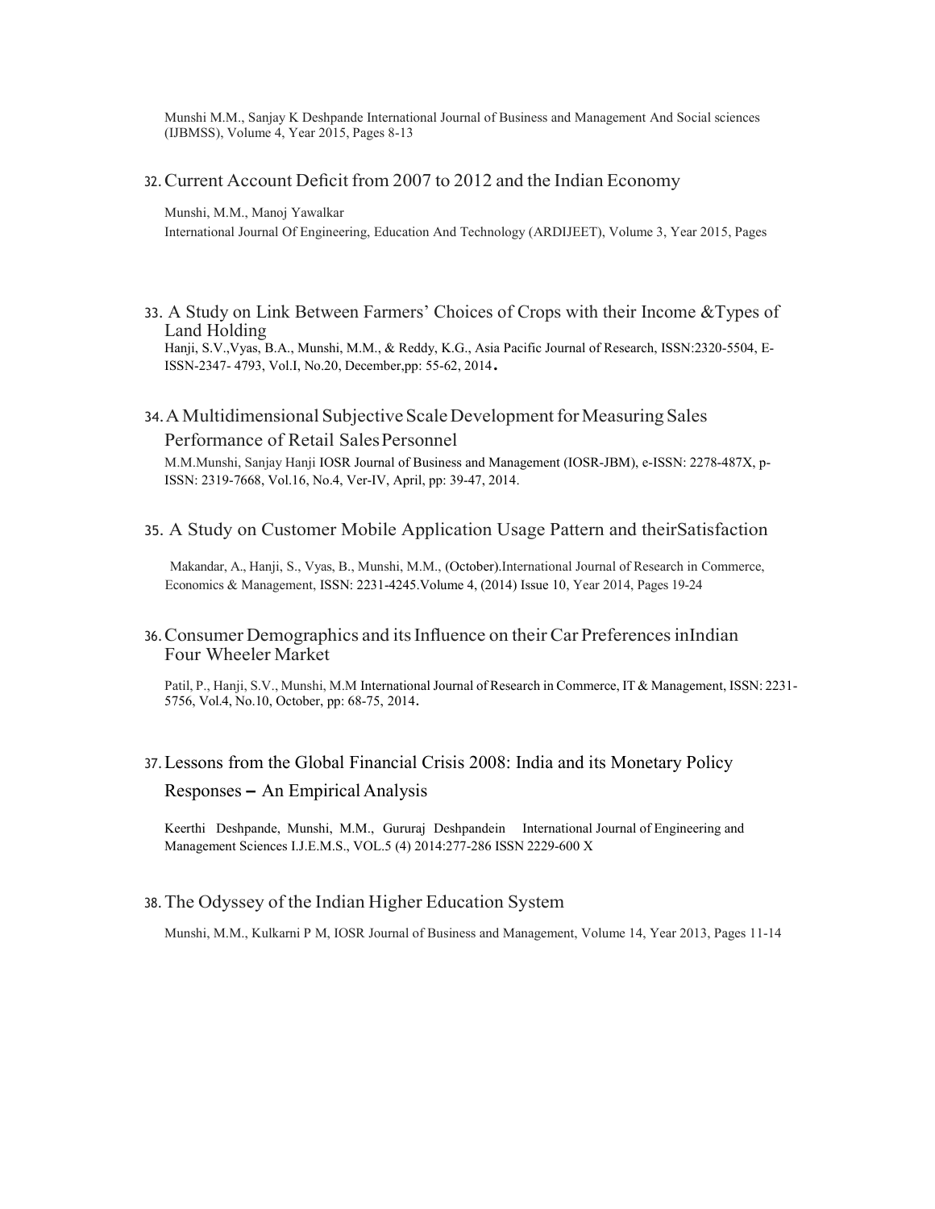Munshi M.M., Sanjay K Deshpande International Journal of Business and Management And Social sciences (IJBMSS), Volume 4, Year 2015, Pages 8-13

32. Current Account Deficit from 2007 to 2012 and the Indian Economy

Munshi, M.M., Manoj Yawalkar
International Journal Of Engineering, Education And Technology (ARDIJEET), Volume 3, Year 2015, Pages

33. A Study on Link Between Farmers' Choices of Crops with their Income &Types of Land Holding

Hanji, S.V.,Vyas, B.A., Munshi, M.M., & Reddy, K.G., Asia Pacific Journal of Research, ISSN:2320-5504, E-ISSN-2347- 4793, Vol.I, No.20, December,pp: 55-62, 2014.

34. A Multidimensional Subjective Scale Development for Measuring Sales Performance of Retail Sales Personnel

M.M.Munshi, Sanjay Hanji IOSR Journal of Business and Management (IOSR-JBM), e-ISSN: 2278-487X, p-ISSN: 2319-7668, Vol.16, No.4, Ver-IV, April, pp: 39-47, 2014.

35. A Study on Customer Mobile Application Usage Pattern and theirSatisfaction

Makandar, A., Hanji, S., Vyas, B., Munshi, M.M., (October).International Journal of Research in Commerce, Economics & Management, ISSN: 2231-4245.Volume 4, (2014) Issue 10, Year 2014, Pages 19-24

36. Consumer Demographics and its Influence on their Car Preferences inIndian Four Wheeler Market

Patil, P., Hanji, S.V., Munshi, M.M International Journal of Research in Commerce, IT & Management, ISSN: 2231-5756, Vol.4, No.10, October, pp: 68-75, 2014.

37. Lessons from the Global Financial Crisis 2008: India and its Monetary Policy Responses – An Empirical Analysis

Keerthi Deshpande, Munshi, M.M., Gururaj Deshpandein International Journal of Engineering and Management Sciences I.J.E.M.S., VOL.5 (4) 2014:277-286 ISSN 2229-600 X

38. The Odyssey of the Indian Higher Education System

Munshi, M.M., Kulkarni P M, IOSR Journal of Business and Management, Volume 14, Year 2013, Pages 11-14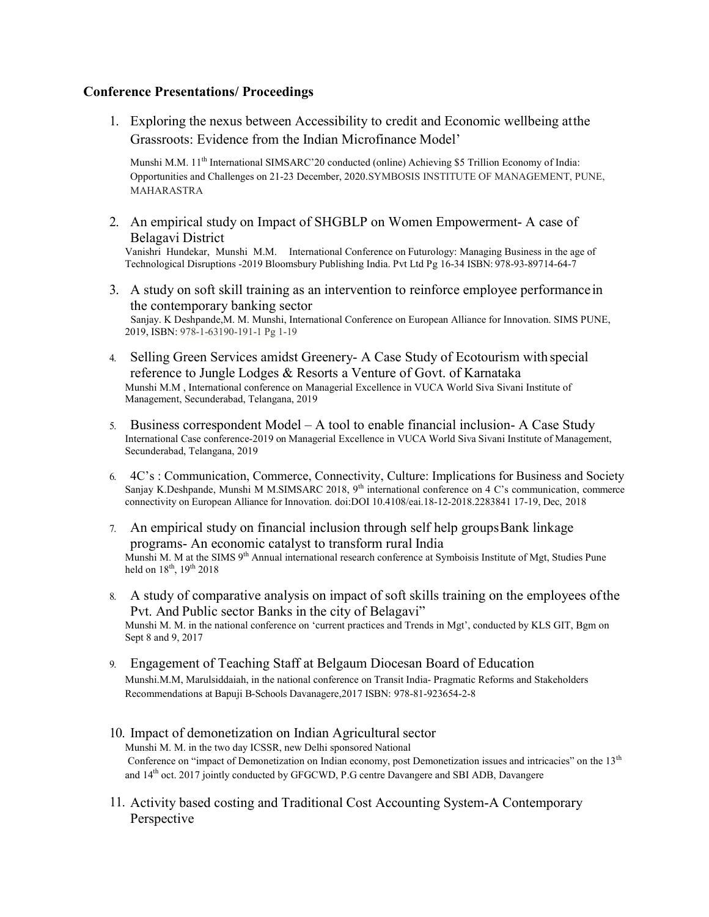**Conference Presentations/ Proceedings**

1. Exploring the nexus between Accessibility to credit and Economic wellbeing atthe Grassroots: Evidence from the Indian Microfinance Model'

   Munshi M.M. 11th International SIMSARC'20 conducted (online) Achieving $5 Trillion Economy of India: Opportunities and Challenges on 21-23 December, 2020.SYMBOSIS INSTITUTE OF MANAGEMENT, PUNE, MAHARASTRA

2. An empirical study on Impact of SHGBLP on Women Empowerment- A case of Belagavi District

   Vanishri Hundekar, Munshi M.M. International Conference on Futurology: Managing Business in the age of Technological Disruptions -2019 Bloomsbury Publishing India. Pvt Ltd Pg 16-34 ISBN: 978-93-89714-64-7

3. A study on soft skill training as an intervention to reinforce employee performancein the contemporary banking sector

   Sanjay. K Deshpande,M. M. Munshi, International Conference on European Alliance for Innovation. SIMS PUNE, 2019, ISBN: 978-1-63190-191-1 Pg 1-19

4. Selling Green Services amidst Greenery- A Case Study of Ecotourism withspecial reference to Jungle Lodges & Resorts a Venture of Govt. of Karnataka

   Munshi M.M , International conference on Managerial Excellence in VUCA World Siva Sivani Institute of Management, Secunderabad, Telangana, 2019

5. Business correspondent Model – A tool to enable financial inclusion- A Case Study

   International Case conference-2019 on Managerial Excellence in VUCA World Siva Sivani Institute of Management, Secunderabad, Telangana, 2019

6. 4C's : Communication, Commerce, Connectivity, Culture: Implications for Business and Society

   Sanjay K.Deshpande, Munshi M M.SIMSARC 2018, 9th international conference on 4 C's communication, commerce connectivity on European Alliance for Innovation. doi:DOI 10.4108/eai.18-12-2018.2283841 17-19, Dec, 2018

7. An empirical study on financial inclusion through self help groupsBank linkage programs- An economic catalyst to transform rural India

   Munshi M. M at the SIMS 9th Annual international research conference at Symboisis Institute of Mgt, Studies Pune held on 18th, 19th 2018

8. A study of comparative analysis on impact of soft skills training on the employees ofthe Pvt. And Public sector Banks in the city of Belagavi"

   Munshi M. M. in the national conference on 'current practices and Trends in Mgt', conducted by KLS GIT, Bgm on Sept 8 and 9, 2017

9. Engagement of Teaching Staff at Belgaum Diocesan Board of Education

   Munshi.M.M, Marulsiddaiah, in the national conference on Transit India- Pragmatic Reforms and Stakeholders Recommendations at Bapuji B-Schools Davanagere,2017 ISBN: 978-81-923654-2-8

10. Impact of demonetization on Indian Agricultural sector

    Munshi M. M. in the two day ICSSR, new Delhi sponsored National Conference on "impact of Demonetization on Indian economy, post Demonetization issues and intricacies" on the 13th and 14th oct. 2017 jointly conducted by GFGCWD, P.G centre Davangere and SBI ADB, Davangere

11. Activity based costing and Traditional Cost Accounting System-A Contemporary Perspective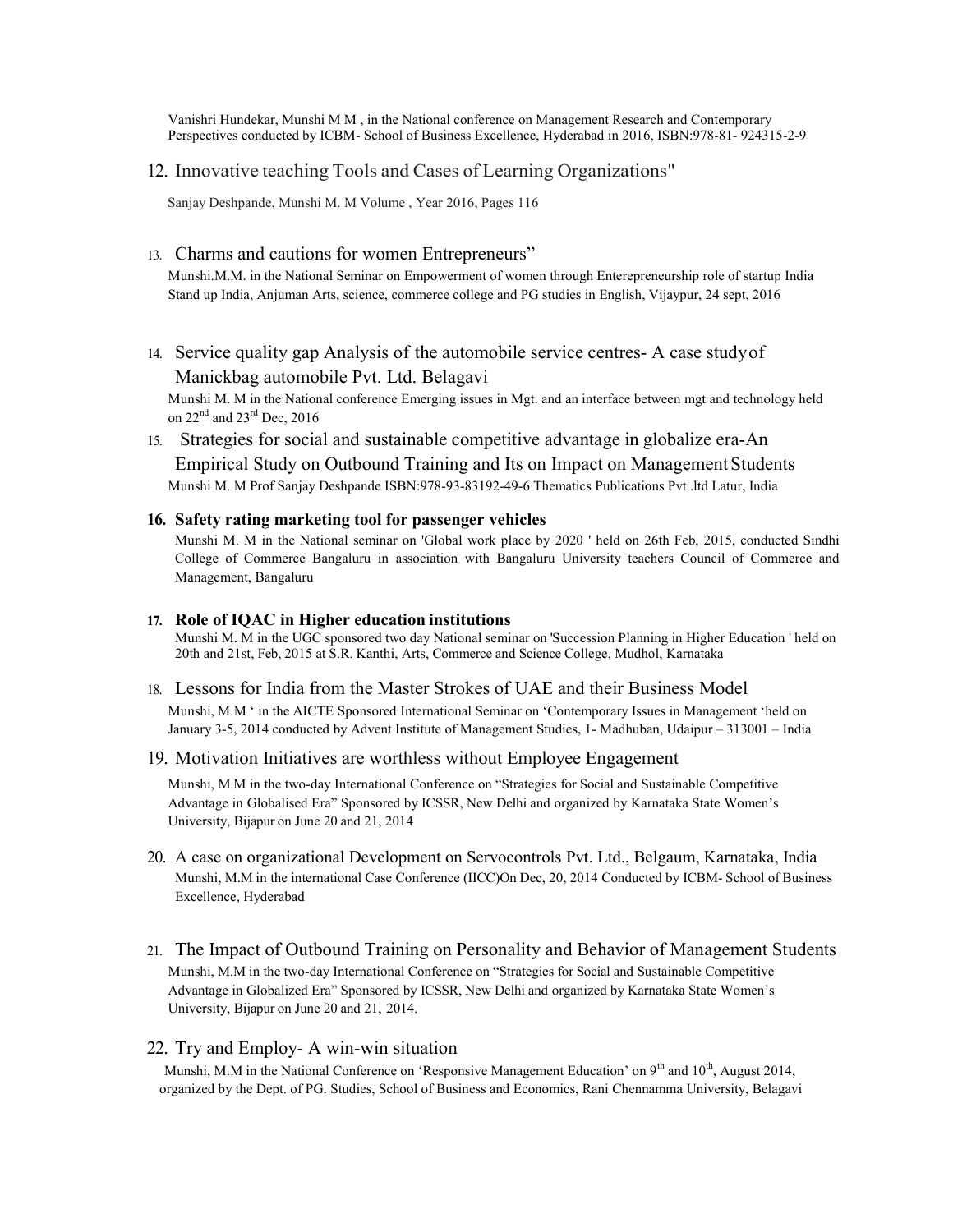Vanishri Hundekar, Munshi M M , in the National conference on Management Research and Contemporary Perspectives conducted by ICBM- School of Business Excellence, Hyderabad in 2016, ISBN:978-81- 924315-2-9

12. Innovative teaching Tools and Cases of Learning Organizations"

    Sanjay Deshpande, Munshi M. M Volume , Year 2016, Pages 116

13. Charms and cautions for women Entrepreneurs"

    Munshi.M.M. in the National Seminar on Empowerment of women through Enterepreneurship role of startup India Stand up India, Anjuman Arts, science, commerce college and PG studies in English, Vijaypur, 24 sept, 2016

14. Service quality gap Analysis of the automobile service centres- A case study of Manickbag automobile Pvt. Ltd. Belagavi

    Munshi M. M in the National conference Emerging issues in Mgt. and an interface between mgt and technology held on 22nd and 23rd Dec, 2016

15. Strategies for social and sustainable competitive advantage in globalize era-An Empirical Study on Outbound Training and Its on Impact on Management Students

    Munshi M. M Prof Sanjay Deshpande ISBN:978-93-83192-49-6 Thematics Publications Pvt .ltd Latur, India

16. **Safety rating marketing tool for passenger vehicles**

    Munshi M. M in the National seminar on 'Global work place by 2020 ' held on 26th Feb, 2015, conducted Sindhi College of Commerce Bangaluru in association with Bangaluru University teachers Council of Commerce and Management, Bangaluru

17. **Role of IQAC in Higher education institutions**

    Munshi M. M in the UGC sponsored two day National seminar on 'Succession Planning in Higher Education ' held on 20th and 21st, Feb, 2015 at S.R. Kanthi, Arts, Commerce and Science College, Mudhol, Karnataka

18. Lessons for India from the Master Strokes of UAE and their Business Model

    Munshi, M.M ' in the AICTE Sponsored International Seminar on 'Contemporary Issues in Management 'held on January 3-5, 2014 conducted by Advent Institute of Management Studies, 1- Madhuban, Udaipur – 313001 – India

19. Motivation Initiatives are worthless without Employee Engagement

    Munshi, M.M in the two-day International Conference on "Strategies for Social and Sustainable Competitive Advantage in Globalised Era" Sponsored by ICSSR, New Delhi and organized by Karnataka State Women's University, Bijapur on June 20 and 21, 2014

20. A case on organizational Development on Servocontrols Pvt. Ltd., Belgaum, Karnataka, India

    Munshi, M.M in the international Case Conference (IICC)On Dec, 20, 2014 Conducted by ICBM- School of Business Excellence, Hyderabad

21. The Impact of Outbound Training on Personality and Behavior of Management Students

    Munshi, M.M in the two-day International Conference on "Strategies for Social and Sustainable Competitive Advantage in Globalized Era" Sponsored by ICSSR, New Delhi and organized by Karnataka State Women's University, Bijapur on June 20 and 21, 2014.

22. Try and Employ- A win-win situation

    Munshi, M.M in the National Conference on 'Responsive Management Education' on 9th and 10th, August 2014, organized by the Dept. of PG. Studies, School of Business and Economics, Rani Chennamma University, Belagavi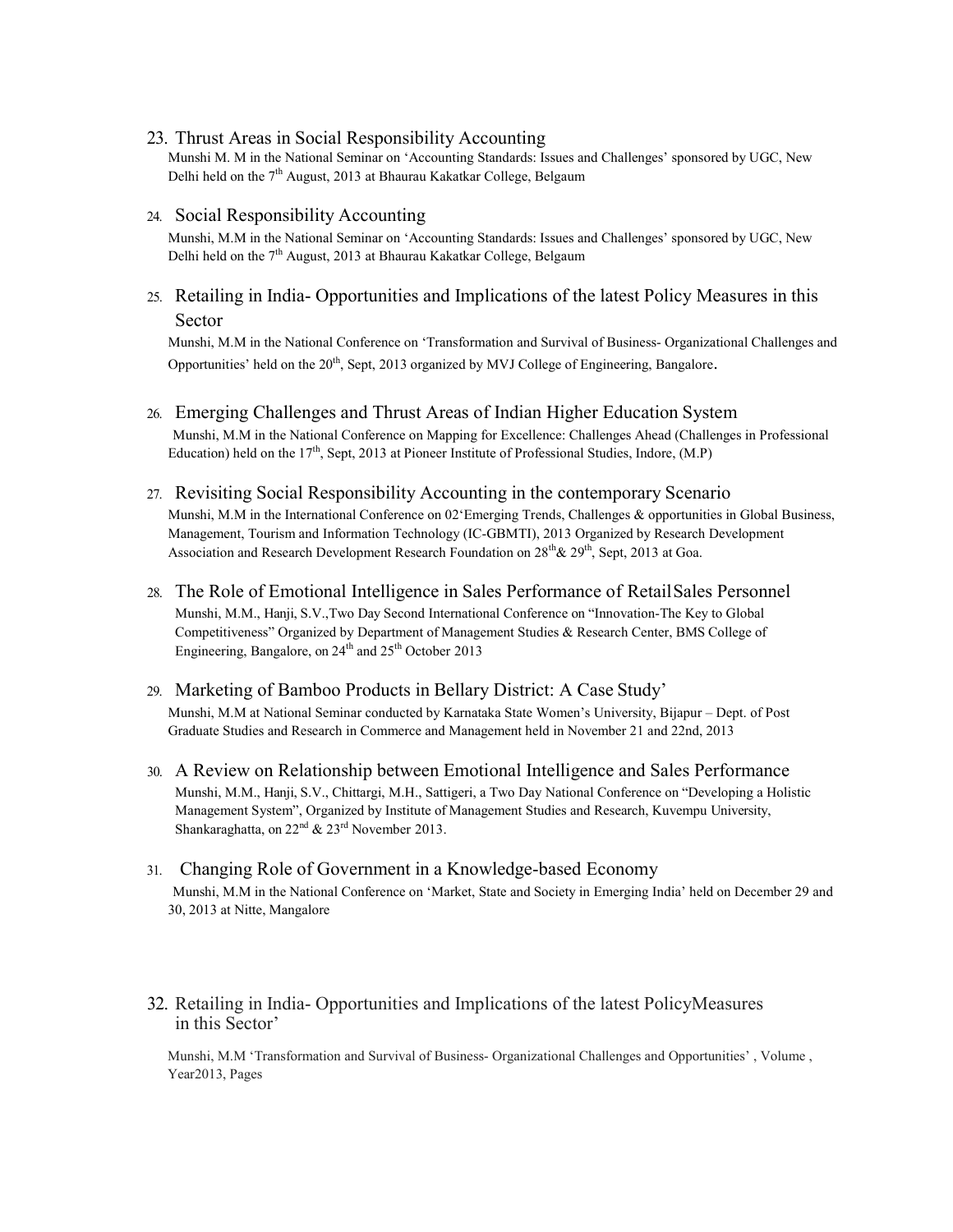23. Thrust Areas in Social Responsibility Accounting

    Munshi M. M in the National Seminar on 'Accounting Standards: Issues and Challenges' sponsored by UGC, New Delhi held on the 7th August, 2013 at Bhaurau Kakatkar College, Belgaum

24. Social Responsibility Accounting

    Munshi, M.M in the National Seminar on 'Accounting Standards: Issues and Challenges' sponsored by UGC, New Delhi held on the 7th August, 2013 at Bhaurau Kakatkar College, Belgaum

25. Retailing in India- Opportunities and Implications of the latest Policy Measures in this Sector

    Munshi, M.M in the National Conference on 'Transformation and Survival of Business- Organizational Challenges and Opportunities' held on the 20th, Sept, 2013 organized by MVJ College of Engineering, Bangalore.

26. Emerging Challenges and Thrust Areas of Indian Higher Education System

    Munshi, M.M in the National Conference on Mapping for Excellence: Challenges Ahead (Challenges in Professional Education) held on the 17th, Sept, 2013 at Pioneer Institute of Professional Studies, Indore, (M.P)

27. Revisiting Social Responsibility Accounting in the contemporary Scenario

    Munshi, M.M in the International Conference on 02'Emerging Trends, Challenges & opportunities in Global Business, Management, Tourism and Information Technology (IC-GBMTI), 2013 Organized by Research Development Association and Research Development Research Foundation on 28th & 29th, Sept, 2013 at Goa.

28. The Role of Emotional Intelligence in Sales Performance of Retail Sales Personnel

    Munshi, M.M., Hanji, S.V.,Two Day Second International Conference on "Innovation-The Key to Global Competitiveness" Organized by Department of Management Studies & Research Center, BMS College of Engineering, Bangalore, on 24th and 25th October 2013

29. Marketing of Bamboo Products in Bellary District: A Case Study'

    Munshi, M.M at National Seminar conducted by Karnataka State Women's University, Bijapur – Dept. of Post Graduate Studies and Research in Commerce and Management held in November 21 and 22nd, 2013

30. A Review on Relationship between Emotional Intelligence and Sales Performance

    Munshi, M.M., Hanji, S.V., Chittargi, M.H., Sattigeri, a Two Day National Conference on "Developing a Holistic Management System", Organized by Institute of Management Studies and Research, Kuvempu University, Shankaraghatta, on 22nd & 23rd November 2013.

31. Changing Role of Government in a Knowledge-based Economy

    Munshi, M.M in the National Conference on 'Market, State and Society in Emerging India' held on December 29 and 30, 2013 at Nitte, Mangalore

32. Retailing in India- Opportunities and Implications of the latest PolicyMeasures in this Sector'

    Munshi, M.M 'Transformation and Survival of Business- Organizational Challenges and Opportunities' , Volume , Year2013, Pages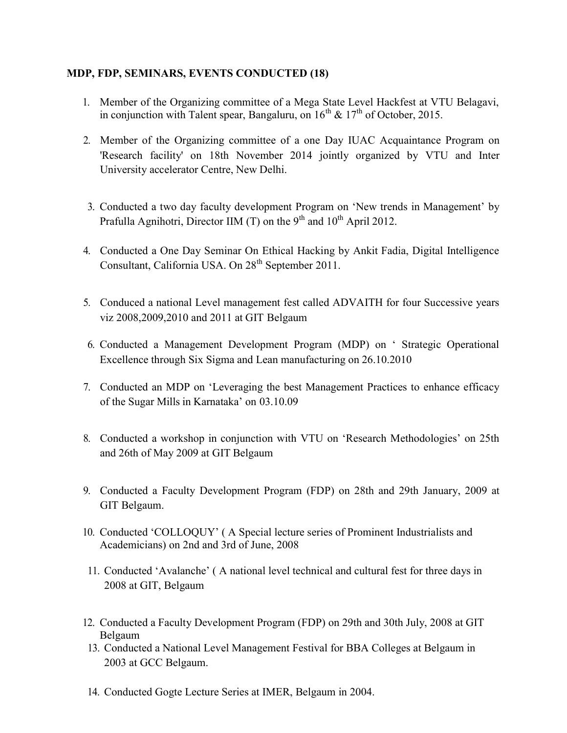**MDP, FDP, SEMINARS, EVENTS CONDUCTED (18)**

1. Member of the Organizing committee of a Mega State Level Hackfest at VTU Belagavi, in conjunction with Talent spear, Bangaluru, on 16th & 17th of October, 2015.
2. Member of the Organizing committee of a one Day IUAC Acquaintance Program on 'Research facility' on 18th November 2014 jointly organized by VTU and Inter University accelerator Centre, New Delhi.
3. Conducted a two day faculty development Program on 'New trends in Management' by Prafulla Agnihotri, Director IIM (T) on the 9th and 10th April 2012.
4. Conducted a One Day Seminar On Ethical Hacking by Ankit Fadia, Digital Intelligence Consultant, California USA. On 28th September 2011.
5. Conduced a national Level management fest called ADVAITH for four Successive years viz 2008,2009,2010 and 2011 at GIT Belgaum
6. Conducted a Management Development Program (MDP) on ' Strategic Operational Excellence through Six Sigma and Lean manufacturing on 26.10.2010
7. Conducted an MDP on 'Leveraging the best Management Practices to enhance efficacy of the Sugar Mills in Karnataka' on 03.10.09
8. Conducted a workshop in conjunction with VTU on 'Research Methodologies' on 25th and 26th of May 2009 at GIT Belgaum
9. Conducted a Faculty Development Program (FDP) on 28th and 29th January, 2009 at GIT Belgaum.
10. Conducted 'COLLOQUY' ( A Special lecture series of Prominent Industrialists and Academicians) on 2nd and 3rd of June, 2008
11. Conducted 'Avalanche' ( A national level technical and cultural fest for three days in 2008 at GIT, Belgaum
12. Conducted a Faculty Development Program (FDP) on 29th and 30th July, 2008 at GIT Belgaum
13. Conducted a National Level Management Festival for BBA Colleges at Belgaum in 2003 at GCC Belgaum.
14. Conducted Gogte Lecture Series at IMER, Belgaum in 2004.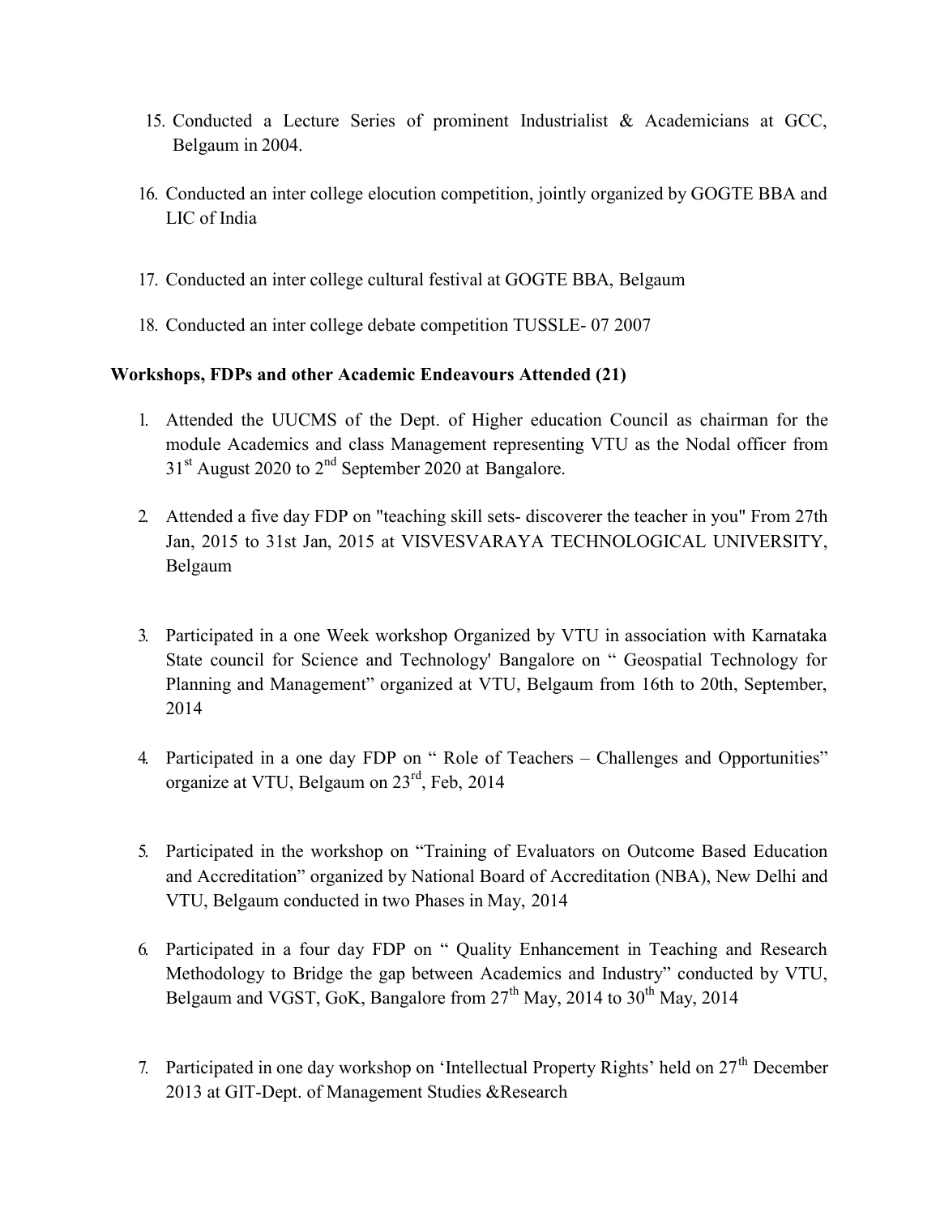15. Conducted a Lecture Series of prominent Industrialist & Academicians at GCC, Belgaum in 2004.

16. Conducted an inter college elocution competition, jointly organized by GOGTE BBA and LIC of India

17. Conducted an inter college cultural festival at GOGTE BBA, Belgaum

18. Conducted an inter college debate competition TUSSLE- 07 2007

**Workshops, FDPs and other Academic Endeavours Attended (21)**

1. Attended the UUCMS of the Dept. of Higher education Council as chairman for the module Academics and class Management representing VTU as the Nodal officer from 31st August 2020 to 2nd September 2020 at Bangalore.

2. Attended a five day FDP on "teaching skill sets- discoverer the teacher in you" From 27th Jan, 2015 to 31st Jan, 2015 at VISVESVARAYA TECHNOLOGICAL UNIVERSITY, Belgaum

3. Participated in a one Week workshop Organized by VTU in association with Karnataka State council for Science and Technology' Bangalore on " Geospatial Technology for Planning and Management" organized at VTU, Belgaum from 16th to 20th, September, 2014

4. Participated in a one day FDP on " Role of Teachers – Challenges and Opportunities" organize at VTU, Belgaum on 23rd, Feb, 2014

5. Participated in the workshop on "Training of Evaluators on Outcome Based Education and Accreditation" organized by National Board of Accreditation (NBA), New Delhi and VTU, Belgaum conducted in two Phases in May, 2014

6. Participated in a four day FDP on " Quality Enhancement in Teaching and Research Methodology to Bridge the gap between Academics and Industry" conducted by VTU, Belgaum and VGST, GoK, Bangalore from 27th May, 2014 to 30th May, 2014

7. Participated in one day workshop on 'Intellectual Property Rights' held on 27th December 2013 at GIT-Dept. of Management Studies &Research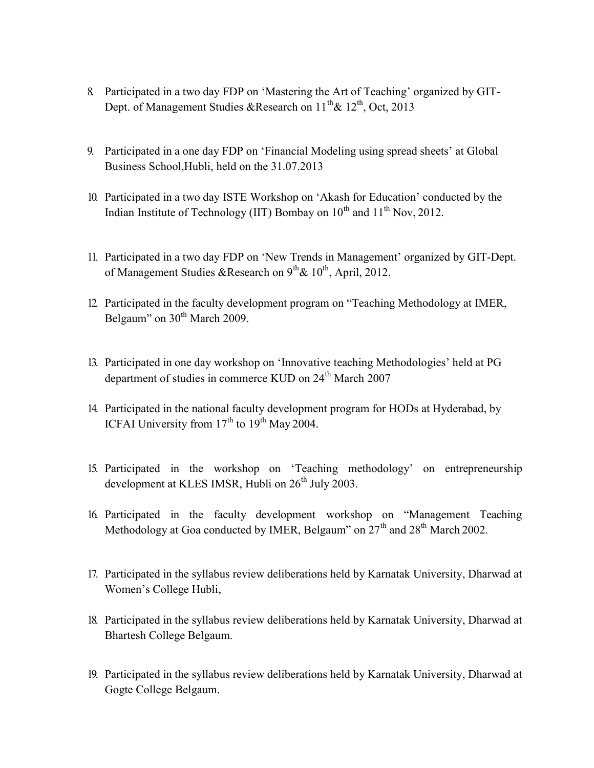8. Participated in a two day FDP on 'Mastering the Art of Teaching' organized by GIT-Dept. of Management Studies &Research on $11^{th}$& $12^{th}$, Oct, 2013

9. Participated in a one day FDP on 'Financial Modeling using spread sheets' at Global Business School,Hubli, held on the 31.07.2013

10. Participated in a two day ISTE Workshop on 'Akash for Education' conducted by the Indian Institute of Technology (IIT) Bombay on $10^{th}$ and $11^{th}$ Nov, 2012.

11. Participated in a two day FDP on 'New Trends in Management' organized by GIT-Dept. of Management Studies &Research on $9^{th}$& $10^{th}$, April, 2012.

12. Participated in the faculty development program on "Teaching Methodology at IMER, Belgaum" on $30^{th}$ March 2009.

13. Participated in one day workshop on 'Innovative teaching Methodologies' held at PG department of studies in commerce KUD on $24^{th}$ March 2007

14. Participated in the national faculty development program for HODs at Hyderabad, by ICFAI University from $17^{th}$ to $19^{th}$ May 2004.

15. Participated in the workshop on 'Teaching methodology' on entrepreneurship development at KLES IMSR, Hubli on $26^{th}$ July 2003.

16. Participated in the faculty development workshop on "Management Teaching Methodology at Goa conducted by IMER, Belgaum" on $27^{th}$ and $28^{th}$ March 2002.

17. Participated in the syllabus review deliberations held by Karnatak University, Dharwad at Women's College Hubli,

18. Participated in the syllabus review deliberations held by Karnatak University, Dharwad at Bhartesh College Belgaum.

19. Participated in the syllabus review deliberations held by Karnatak University, Dharwad at Gogte College Belgaum.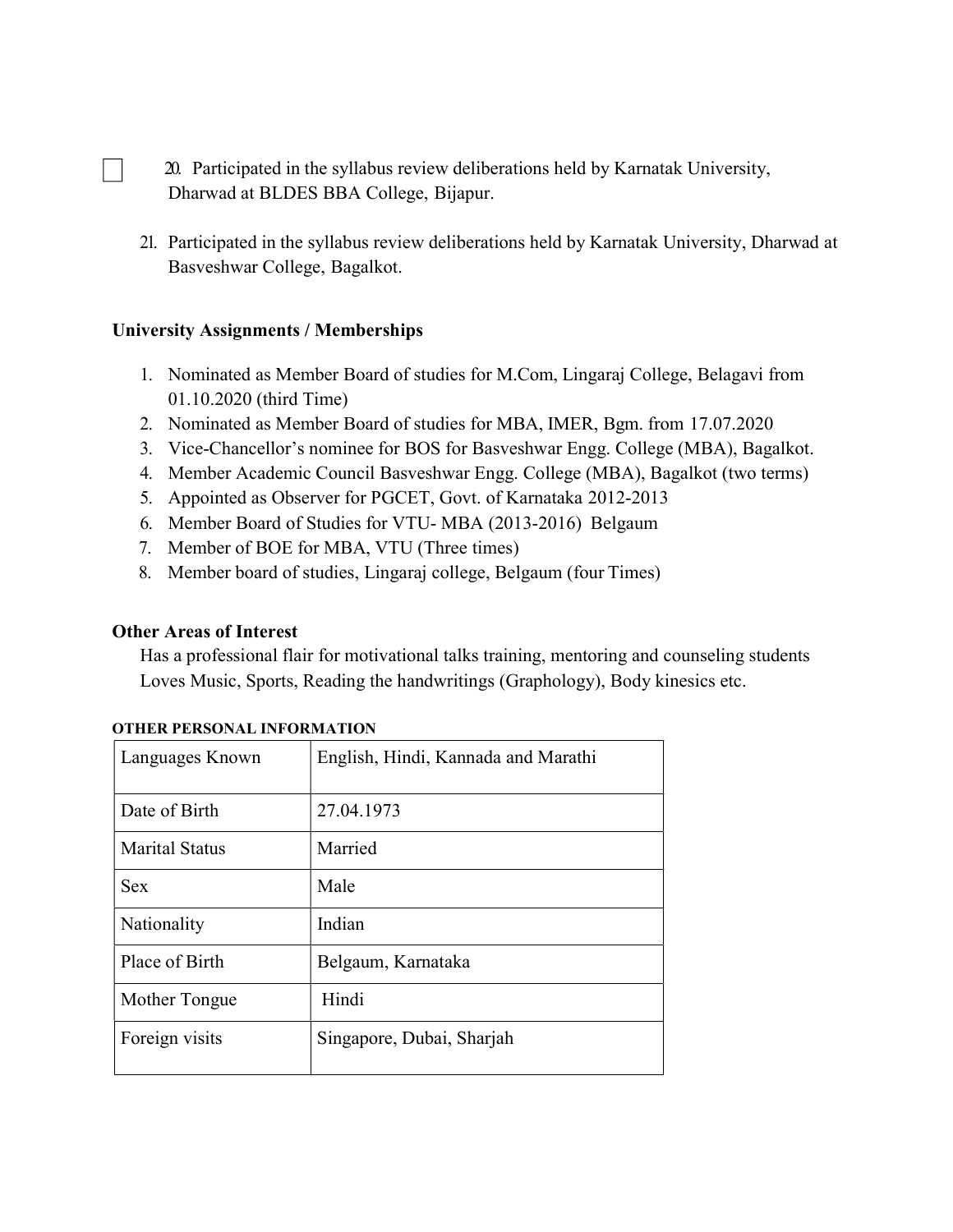20. Participated in the syllabus review deliberations held by Karnatak University, Dharwad at BLDES BBA College, Bijapur.

21. Participated in the syllabus review deliberations held by Karnatak University, Dharwad at Basveshwar College, Bagalkot.

**University Assignments / Memberships**

1. Nominated as Member Board of studies for M.Com, Lingaraj College, Belagavi from 01.10.2020 (third Time)
2. Nominated as Member Board of studies for MBA, IMER, Bgm. from 17.07.2020
3. Vice-Chancellor's nominee for BOS for Basveshwar Engg. College (MBA), Bagalkot.
4. Member Academic Council Basveshwar Engg. College (MBA), Bagalkot (two terms)
5. Appointed as Observer for PGCET, Govt. of Karnataka 2012-2013
6. Member Board of Studies for VTU- MBA (2013-2016) Belgaum
7. Member of BOE for MBA, VTU (Three times)
8. Member board of studies, Lingaraj college, Belgaum (four Times)

**Other Areas of Interest**

Has a professional flair for motivational talks training, mentoring and counseling students
Loves Music, Sports, Reading the handwritings (Graphology), Body kinesics etc.

**OTHER PERSONAL INFORMATION**

| Languages Known | English, Hindi, Kannada and Marathi |
|---|---|
| Date of Birth | 27.04.1973 |
| Marital Status | Married |
| Sex | Male |
| Nationality | Indian |
| Place of Birth | Belgaum, Karnataka |
| Mother Tongue | Hindi |
| Foreign visits | Singapore, Dubai, Sharjah |